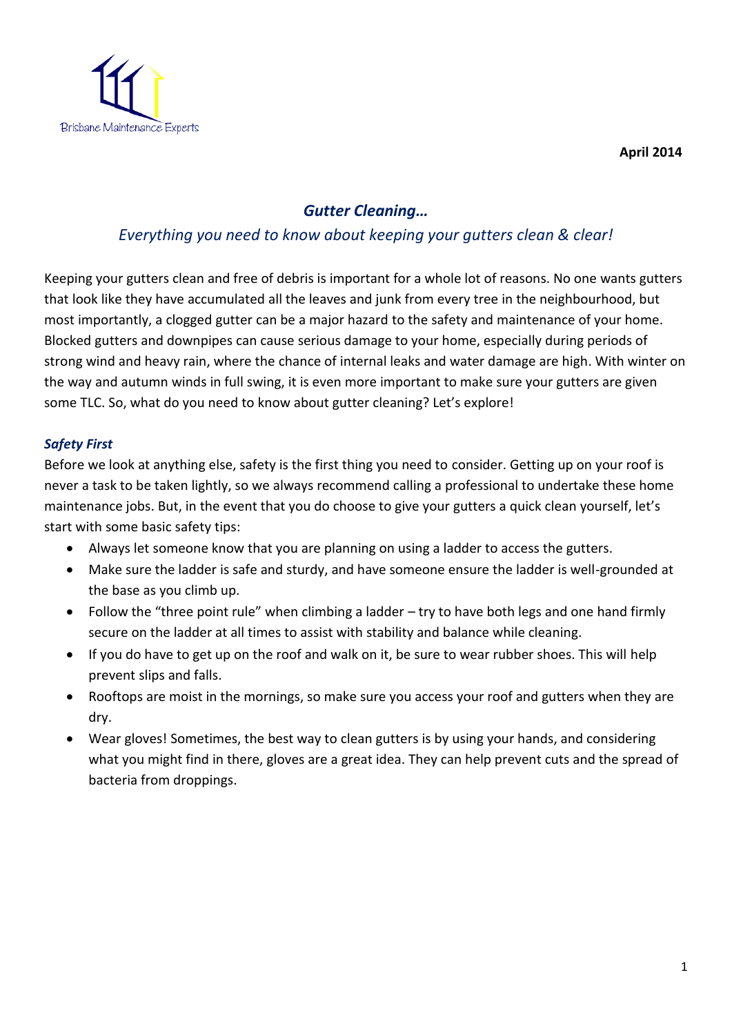Brisbane Maintenance Experts

**April 2014**

## *Gutter Cleaning…*

### *Everything you need to know about keeping your gutters clean & clear!*

Keeping your gutters clean and free of debris is important for a whole lot of reasons. No one wants gutters that look like they have accumulated all the leaves and junk from every tree in the neighbourhood, but most importantly, a clogged gutter can be a major hazard to the safety and maintenance of your home. Blocked gutters and downpipes can cause serious damage to your home, especially during periods of strong wind and heavy rain, where the chance of internal leaks and water damage are high. With winter on the way and autumn winds in full swing, it is even more important to make sure your gutters are given some TLC. So, what do you need to know about gutter cleaning? Let's explore!

### *Safety First*

Before we look at anything else, safety is the first thing you need to consider. Getting up on your roof is never a task to be taken lightly, so we always recommend calling a professional to undertake these home maintenance jobs. But, in the event that you do choose to give your gutters a quick clean yourself, let's start with some basic safety tips:

- Always let someone know that you are planning on using a ladder to access the gutters.
- Make sure the ladder is safe and sturdy, and have someone ensure the ladder is well-grounded at the base as you climb up.
- Follow the "three point rule" when climbing a ladder – try to have both legs and one hand firmly secure on the ladder at all times to assist with stability and balance while cleaning.
- If you do have to get up on the roof and walk on it, be sure to wear rubber shoes. This will help prevent slips and falls.
- Rooftops are moist in the mornings, so make sure you access your roof and gutters when they are dry.
- Wear gloves! Sometimes, the best way to clean gutters is by using your hands, and considering what you might find in there, gloves are a great idea. They can help prevent cuts and the spread of bacteria from droppings.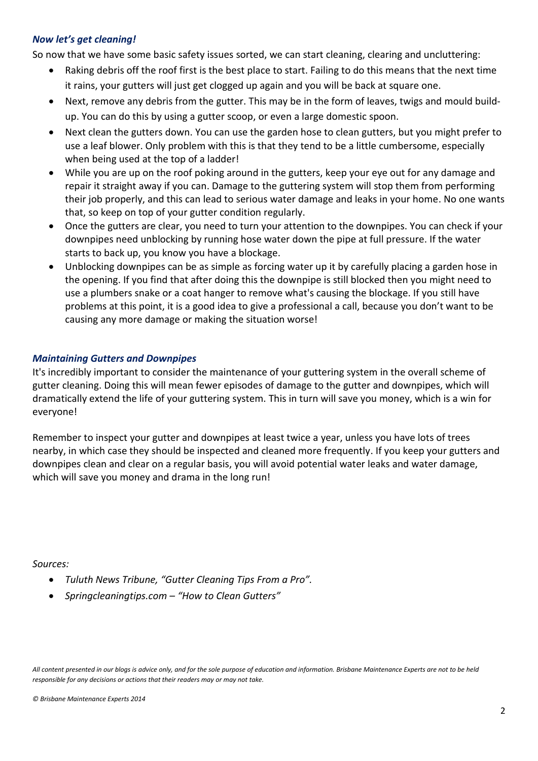### *Now let's get cleaning!*

So now that we have some basic safety issues sorted, we can start cleaning, clearing and uncluttering:

- Raking debris off the roof first is the best place to start. Failing to do this means that the next time it rains, your gutters will just get clogged up again and you will be back at square one.
- Next, remove any debris from the gutter. This may be in the form of leaves, twigs and mould build-up. You can do this by using a gutter scoop, or even a large domestic spoon.
- Next clean the gutters down. You can use the garden hose to clean gutters, but you might prefer to use a leaf blower. Only problem with this is that they tend to be a little cumbersome, especially when being used at the top of a ladder!
- While you are up on the roof poking around in the gutters, keep your eye out for any damage and repair it straight away if you can. Damage to the guttering system will stop them from performing their job properly, and this can lead to serious water damage and leaks in your home. No one wants that, so keep on top of your gutter condition regularly.
- Once the gutters are clear, you need to turn your attention to the downpipes. You can check if your downpipes need unblocking by running hose water down the pipe at full pressure. If the water starts to back up, you know you have a blockage.
- Unblocking downpipes can be as simple as forcing water up it by carefully placing a garden hose in the opening. If you find that after doing this the downpipe is still blocked then you might need to use a plumbers snake or a coat hanger to remove what's causing the blockage. If you still have problems at this point, it is a good idea to give a professional a call, because you don't want to be causing any more damage or making the situation worse!

### *Maintaining Gutters and Downpipes*

It's incredibly important to consider the maintenance of your guttering system in the overall scheme of gutter cleaning. Doing this will mean fewer episodes of damage to the gutter and downpipes, which will dramatically extend the life of your guttering system. This in turn will save you money, which is a win for everyone!

Remember to inspect your gutter and downpipes at least twice a year, unless you have lots of trees nearby, in which case they should be inspected and cleaned more frequently. If you keep your gutters and downpipes clean and clear on a regular basis, you will avoid potential water leaks and water damage, which will save you money and drama in the long run!

*Sources:*

- *Tuluth News Tribune, "Gutter Cleaning Tips From a Pro".*
- *Springcleaningtips.com – "How to Clean Gutters"*

*All content presented in our blogs is advice only, and for the sole purpose of education and information. Brisbane Maintenance Experts are not to be held responsible for any decisions or actions that their readers may or may not take.*

*© Brisbane Maintenance Experts 2014*